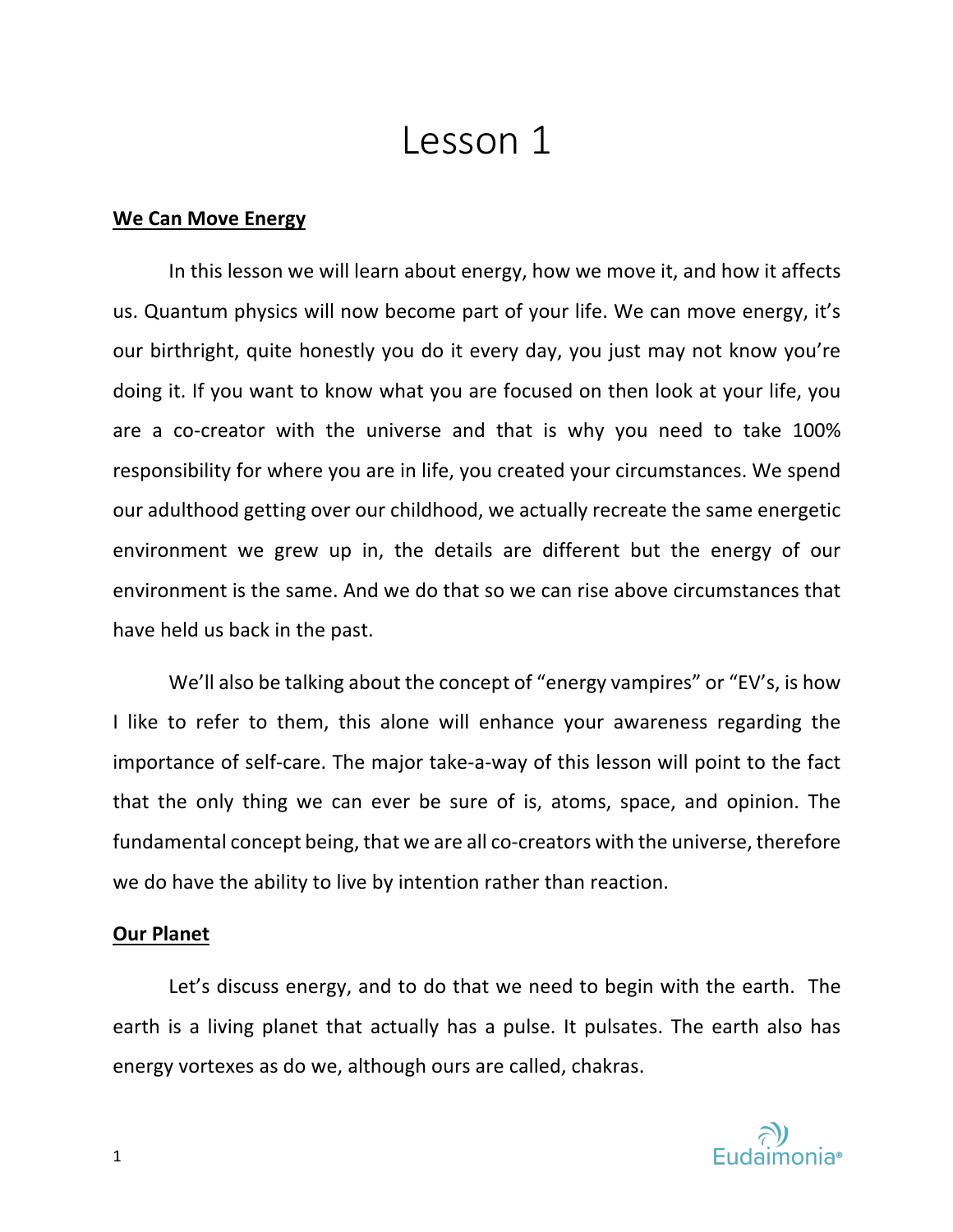# Lesson 1

## We Can Move Energy

In this lesson we will learn about energy, how we move it, and how it affects us. Quantum physics will now become part of your life. We can move energy, it's our birthright, quite honestly you do it every day, you just may not know you're doing it. If you want to know what you are focused on then look at your life, you are a co-creator with the universe and that is why you need to take 100% responsibility for where you are in life, you created your circumstances. We spend our adulthood getting over our childhood, we actually recreate the same energetic environment we grew up in, the details are different but the energy of our environment is the same. And we do that so we can rise above circumstances that have held us back in the past.

We'll also be talking about the concept of "energy vampires" or "EV's, is how I like to refer to them, this alone will enhance your awareness regarding the importance of self-care. The major take-a-way of this lesson will point to the fact that the only thing we can ever be sure of is, atoms, space, and opinion. The fundamental concept being, that we are all co-creators with the universe, therefore we do have the ability to live by intention rather than reaction.

## Our Planet

Let's discuss energy, and to do that we need to begin with the earth. The earth is a living planet that actually has a pulse. It pulsates. The earth also has energy vortexes as do we, although ours are called, chakras.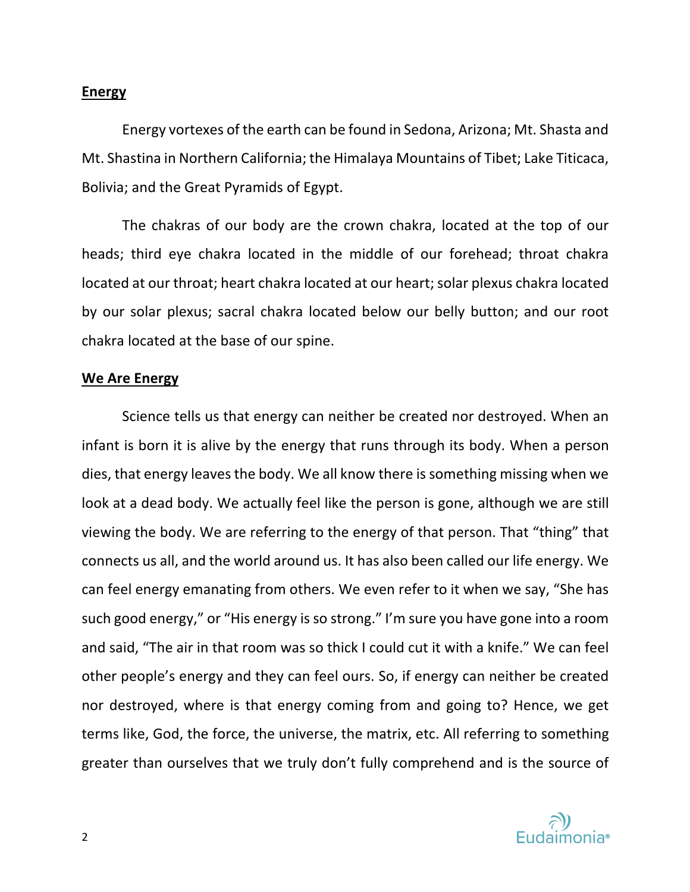## Energy

Energy vortexes of the earth can be found in Sedona, Arizona; Mt. Shasta and Mt. Shastina in Northern California; the Himalaya Mountains of Tibet; Lake Titicaca, Bolivia; and the Great Pyramids of Egypt.

The chakras of our body are the crown chakra, located at the top of our heads; third eye chakra located in the middle of our forehead; throat chakra located at our throat; heart chakra located at our heart; solar plexus chakra located by our solar plexus; sacral chakra located below our belly button; and our root chakra located at the base of our spine.

## We Are Energy

Science tells us that energy can neither be created nor destroyed. When an infant is born it is alive by the energy that runs through its body. When a person dies, that energy leaves the body. We all know there is something missing when we look at a dead body. We actually feel like the person is gone, although we are still viewing the body. We are referring to the energy of that person. That "thing" that connects us all, and the world around us. It has also been called our life energy. We can feel energy emanating from others. We even refer to it when we say, "She has such good energy," or "His energy is so strong." I'm sure you have gone into a room and said, "The air in that room was so thick I could cut it with a knife." We can feel other people's energy and they can feel ours. So, if energy can neither be created nor destroyed, where is that energy coming from and going to? Hence, we get terms like, God, the force, the universe, the matrix, etc. All referring to something greater than ourselves that we truly don't fully comprehend and is the source of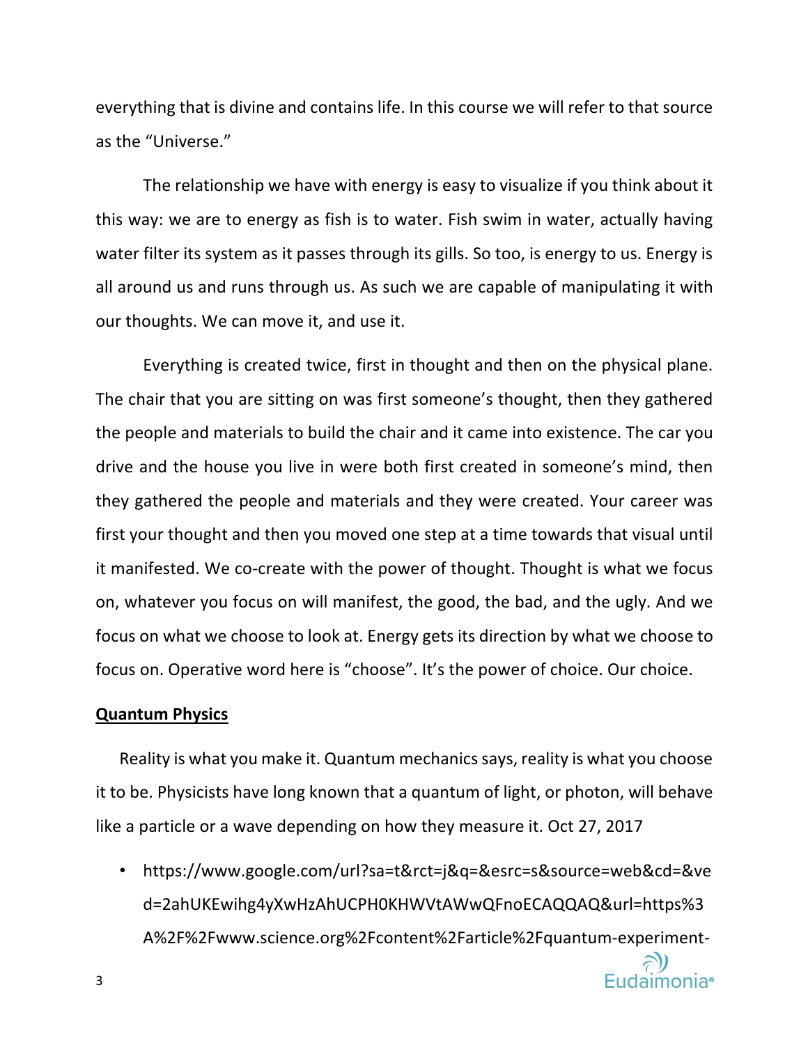everything that is divine and contains life. In this course we will refer to that source as the "Universe."

The relationship we have with energy is easy to visualize if you think about it this way: we are to energy as fish is to water. Fish swim in water, actually having water filter its system as it passes through its gills. So too, is energy to us. Energy is all around us and runs through us. As such we are capable of manipulating it with our thoughts. We can move it, and use it.

Everything is created twice, first in thought and then on the physical plane. The chair that you are sitting on was first someone's thought, then they gathered the people and materials to build the chair and it came into existence. The car you drive and the house you live in were both first created in someone's mind, then they gathered the people and materials and they were created. Your career was first your thought and then you moved one step at a time towards that visual until it manifested. We co-create with the power of thought. Thought is what we focus on, whatever you focus on will manifest, the good, the bad, and the ugly. And we focus on what we choose to look at. Energy gets its direction by what we choose to focus on. Operative word here is "choose". It's the power of choice. Our choice.

**Quantum Physics**

Reality is what you make it. Quantum mechanics says, reality is what you choose it to be. Physicists have long known that a quantum of light, or photon, will behave like a particle or a wave depending on how they measure it. Oct 27, 2017

- https://www.google.com/url?sa=t&rct=j&q=&esrc=s&source=web&cd=&ved=2ahUKEwihg4yXwHzAhUCPH0KHWVtAWwQFnoECAQQAQ&url=https%3A%2F%2Fwww.science.org%2Fcontent%2Farticle%2Fquantum-experiment-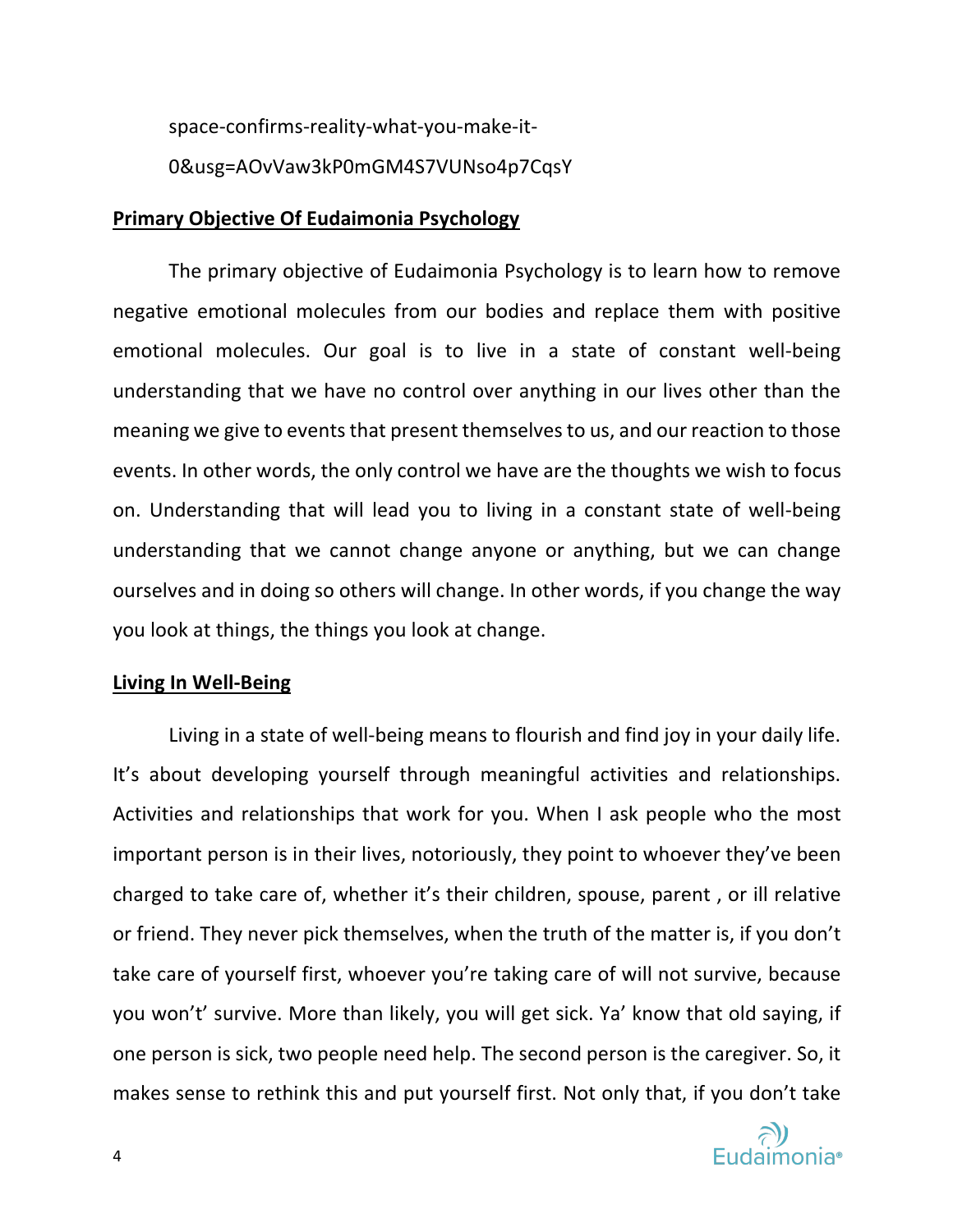space-confirms-reality-what-you-make-it-0&usg=AOvVaw3kP0mGM4S7VUNso4p7CqsY

## Primary Objective Of Eudaimonia Psychology

The primary objective of Eudaimonia Psychology is to learn how to remove negative emotional molecules from our bodies and replace them with positive emotional molecules. Our goal is to live in a state of constant well-being understanding that we have no control over anything in our lives other than the meaning we give to events that present themselves to us, and our reaction to those events. In other words, the only control we have are the thoughts we wish to focus on. Understanding that will lead you to living in a constant state of well-being understanding that we cannot change anyone or anything, but we can change ourselves and in doing so others will change. In other words, if you change the way you look at things, the things you look at change.

## Living In Well-Being

Living in a state of well-being means to flourish and find joy in your daily life. It's about developing yourself through meaningful activities and relationships. Activities and relationships that work for you. When I ask people who the most important person is in their lives, notoriously, they point to whoever they've been charged to take care of, whether it's their children, spouse, parent , or ill relative or friend. They never pick themselves, when the truth of the matter is, if you don't take care of yourself first, whoever you're taking care of will not survive, because you won't' survive. More than likely, you will get sick. Ya' know that old saying, if one person is sick, two people need help. The second person is the caregiver. So, it makes sense to rethink this and put yourself first. Not only that, if you don't take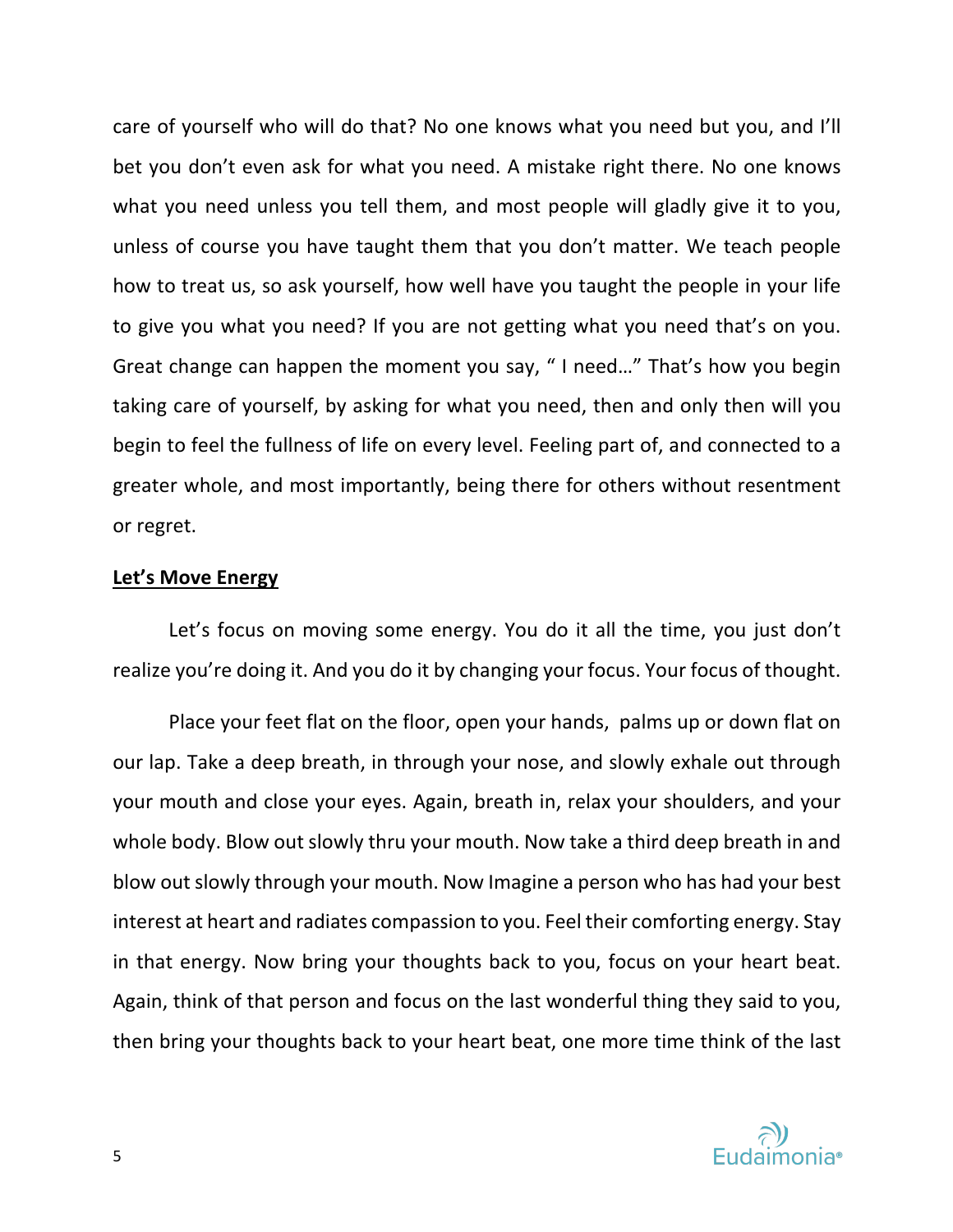care of yourself who will do that? No one knows what you need but you, and I'll bet you don't even ask for what you need. A mistake right there. No one knows what you need unless you tell them, and most people will gladly give it to you, unless of course you have taught them that you don't matter. We teach people how to treat us, so ask yourself, how well have you taught the people in your life to give you what you need? If you are not getting what you need that's on you. Great change can happen the moment you say, " I need…" That's how you begin taking care of yourself, by asking for what you need, then and only then will you begin to feel the fullness of life on every level. Feeling part of, and connected to a greater whole, and most importantly, being there for others without resentment or regret.

**Let's Move Energy**

Let's focus on moving some energy. You do it all the time, you just don't realize you're doing it. And you do it by changing your focus. Your focus of thought.

Place your feet flat on the floor, open your hands, palms up or down flat on our lap. Take a deep breath, in through your nose, and slowly exhale out through your mouth and close your eyes. Again, breath in, relax your shoulders, and your whole body. Blow out slowly thru your mouth. Now take a third deep breath in and blow out slowly through your mouth. Now Imagine a person who has had your best interest at heart and radiates compassion to you. Feel their comforting energy. Stay in that energy. Now bring your thoughts back to you, focus on your heart beat. Again, think of that person and focus on the last wonderful thing they said to you, then bring your thoughts back to your heart beat, one more time think of the last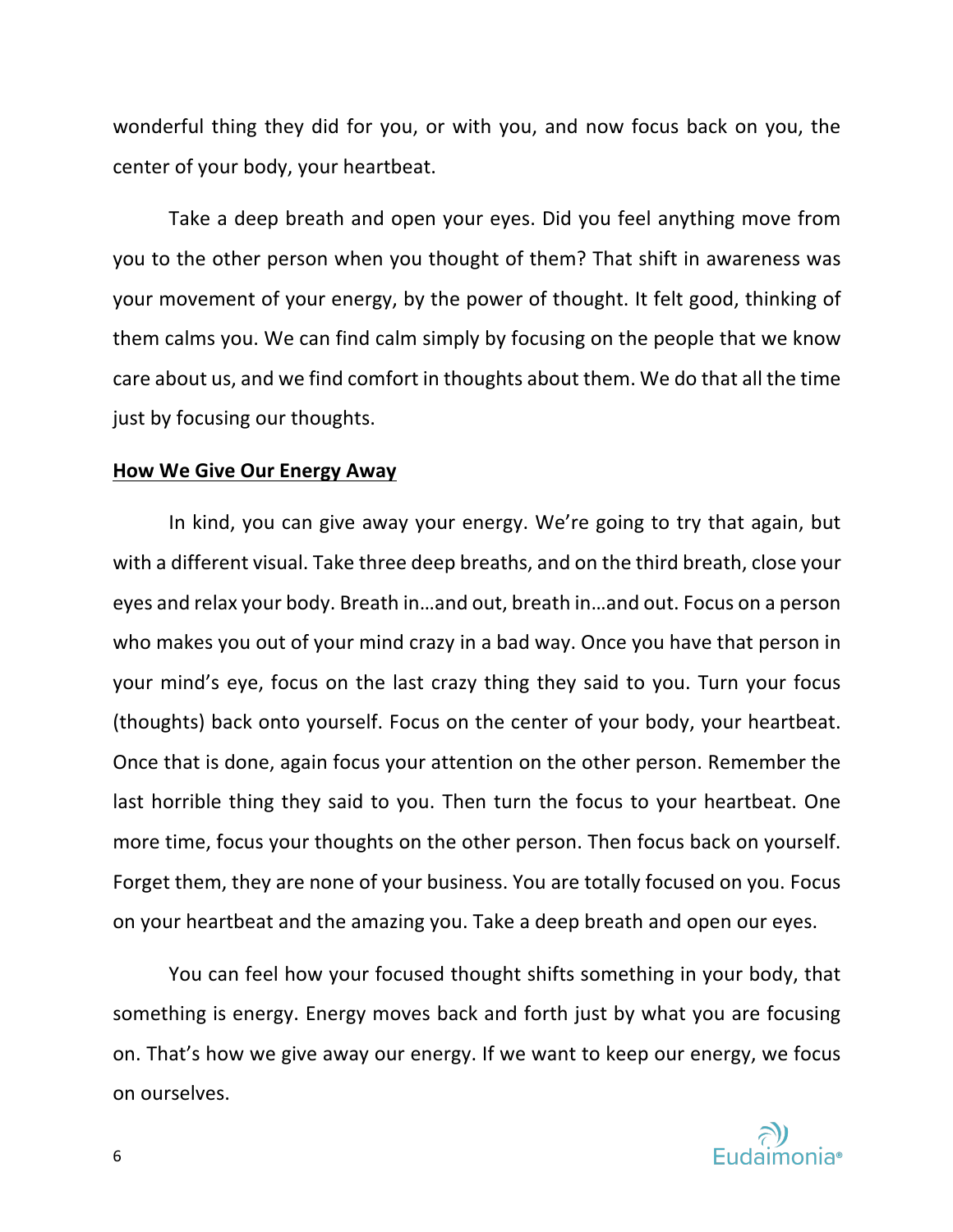wonderful thing they did for you, or with you, and now focus back on you, the center of your body, your heartbeat.

Take a deep breath and open your eyes. Did you feel anything move from you to the other person when you thought of them? That shift in awareness was your movement of your energy, by the power of thought. It felt good, thinking of them calms you. We can find calm simply by focusing on the people that we know care about us, and we find comfort in thoughts about them. We do that all the time just by focusing our thoughts.

## **How We Give Our Energy Away**

In kind, you can give away your energy. We're going to try that again, but with a different visual. Take three deep breaths, and on the third breath, close your eyes and relax your body. Breath in…and out, breath in…and out. Focus on a person who makes you out of your mind crazy in a bad way. Once you have that person in your mind's eye, focus on the last crazy thing they said to you. Turn your focus (thoughts) back onto yourself. Focus on the center of your body, your heartbeat. Once that is done, again focus your attention on the other person. Remember the last horrible thing they said to you. Then turn the focus to your heartbeat. One more time, focus your thoughts on the other person. Then focus back on yourself. Forget them, they are none of your business. You are totally focused on you. Focus on your heartbeat and the amazing you. Take a deep breath and open our eyes.

You can feel how your focused thought shifts something in your body, that something is energy. Energy moves back and forth just by what you are focusing on. That's how we give away our energy. If we want to keep our energy, we focus on ourselves.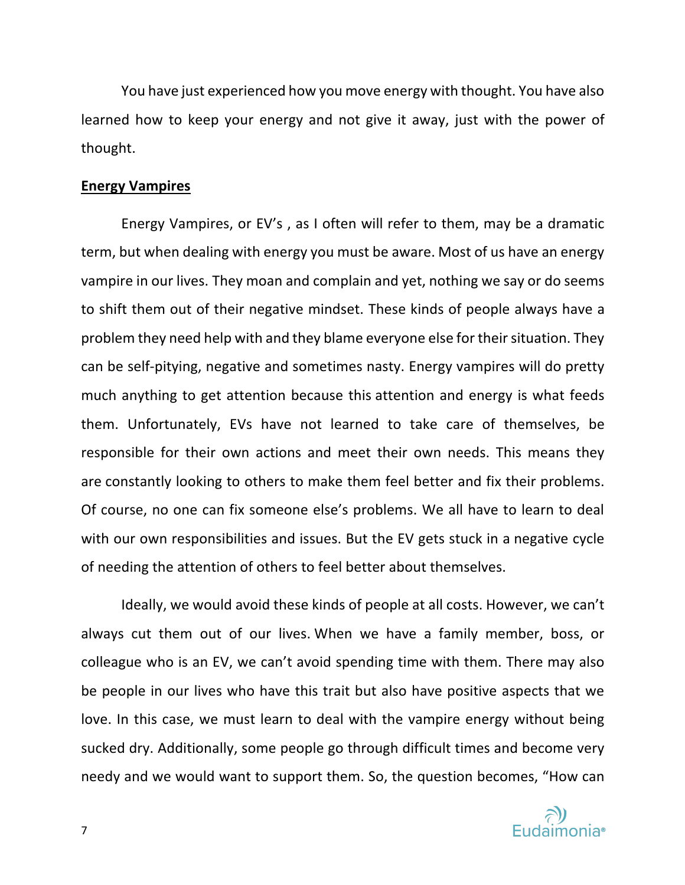You have just experienced how you move energy with thought. You have also learned how to keep your energy and not give it away, just with the power of thought.

**<u>Energy Vampires</u>**

Energy Vampires, or EV's , as I often will refer to them, may be a dramatic term, but when dealing with energy you must be aware. Most of us have an energy vampire in our lives. They moan and complain and yet, nothing we say or do seems to shift them out of their negative mindset. These kinds of people always have a problem they need help with and they blame everyone else for their situation. They can be self-pitying, negative and sometimes nasty. Energy vampires will do pretty much anything to get attention because this attention and energy is what feeds them. Unfortunately, EVs have not learned to take care of themselves, be responsible for their own actions and meet their own needs. This means they are constantly looking to others to make them feel better and fix their problems. Of course, no one can fix someone else's problems. We all have to learn to deal with our own responsibilities and issues. But the EV gets stuck in a negative cycle of needing the attention of others to feel better about themselves.

Ideally, we would avoid these kinds of people at all costs. However, we can't always cut them out of our lives. When we have a family member, boss, or colleague who is an EV, we can't avoid spending time with them. There may also be people in our lives who have this trait but also have positive aspects that we love. In this case, we must learn to deal with the vampire energy without being sucked dry. Additionally, some people go through difficult times and become very needy and we would want to support them. So, the question becomes, "How can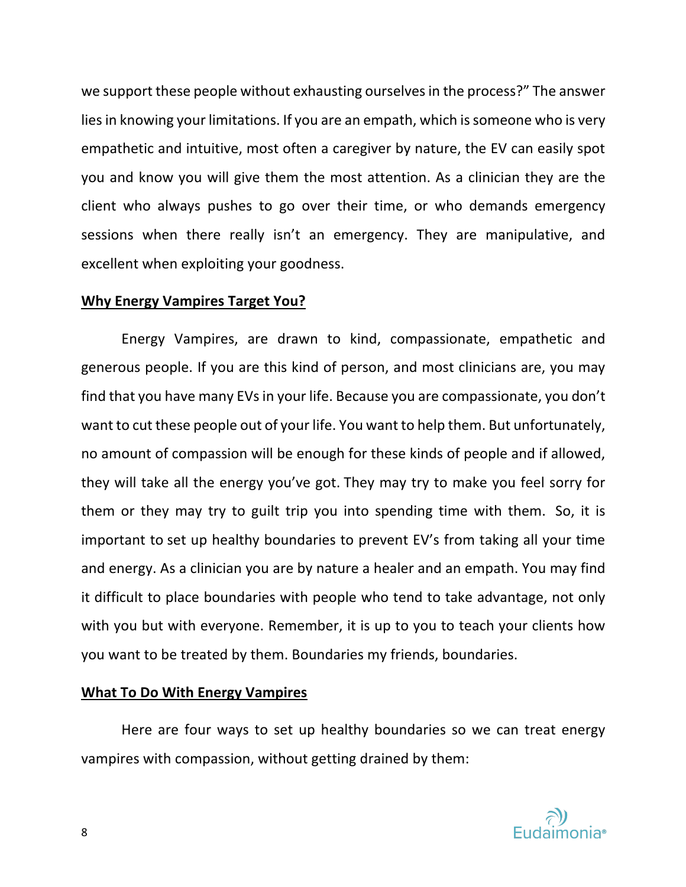we support these people without exhausting ourselves in the process?" The answer lies in knowing your limitations. If you are an empath, which is someone who is very empathetic and intuitive, most often a caregiver by nature, the EV can easily spot you and know you will give them the most attention. As a clinician they are the client who always pushes to go over their time, or who demands emergency sessions when there really isn't an emergency. They are manipulative, and excellent when exploiting your goodness.

## Why Energy Vampires Target You?

Energy Vampires, are drawn to kind, compassionate, empathetic and generous people. If you are this kind of person, and most clinicians are, you may find that you have many EVs in your life. Because you are compassionate, you don't want to cut these people out of your life. You want to help them. But unfortunately, no amount of compassion will be enough for these kinds of people and if allowed, they will take all the energy you've got. They may try to make you feel sorry for them or they may try to guilt trip you into spending time with them. So, it is important to set up healthy boundaries to prevent EV's from taking all your time and energy. As a clinician you are by nature a healer and an empath. You may find it difficult to place boundaries with people who tend to take advantage, not only with you but with everyone. Remember, it is up to you to teach your clients how you want to be treated by them. Boundaries my friends, boundaries.

## What To Do With Energy Vampires

Here are four ways to set up healthy boundaries so we can treat energy vampires with compassion, without getting drained by them: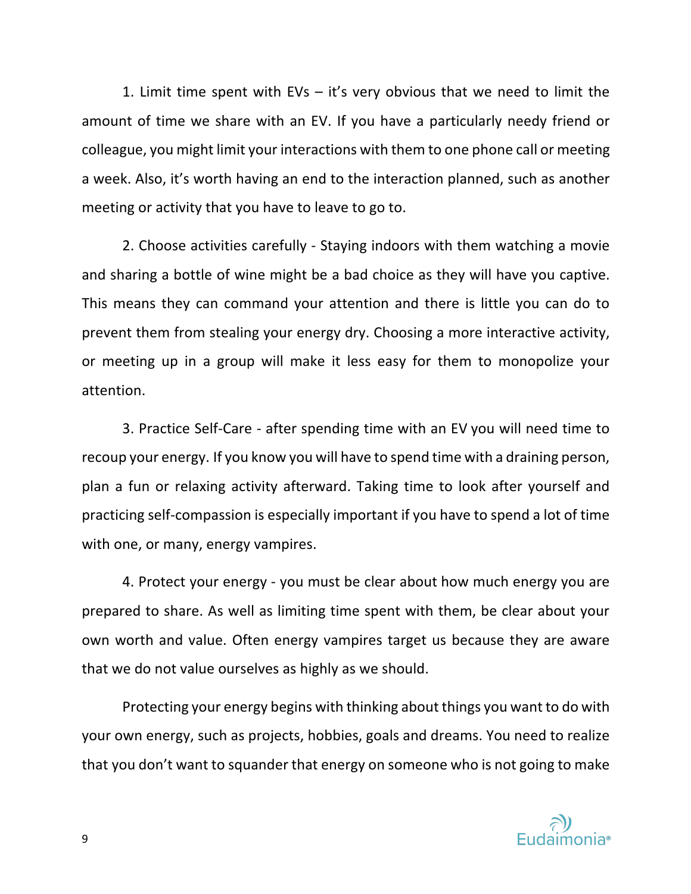1. Limit time spent with EVs – it's very obvious that we need to limit the amount of time we share with an EV. If you have a particularly needy friend or colleague, you might limit your interactions with them to one phone call or meeting a week. Also, it's worth having an end to the interaction planned, such as another meeting or activity that you have to leave to go to.

2. Choose activities carefully - Staying indoors with them watching a movie and sharing a bottle of wine might be a bad choice as they will have you captive. This means they can command your attention and there is little you can do to prevent them from stealing your energy dry. Choosing a more interactive activity, or meeting up in a group will make it less easy for them to monopolize your attention.

3. Practice Self-Care - after spending time with an EV you will need time to recoup your energy. If you know you will have to spend time with a draining person, plan a fun or relaxing activity afterward. Taking time to look after yourself and practicing self-compassion is especially important if you have to spend a lot of time with one, or many, energy vampires.

4. Protect your energy - you must be clear about how much energy you are prepared to share. As well as limiting time spent with them, be clear about your own worth and value. Often energy vampires target us because they are aware that we do not value ourselves as highly as we should.

Protecting your energy begins with thinking about things you want to do with your own energy, such as projects, hobbies, goals and dreams. You need to realize that you don't want to squander that energy on someone who is not going to make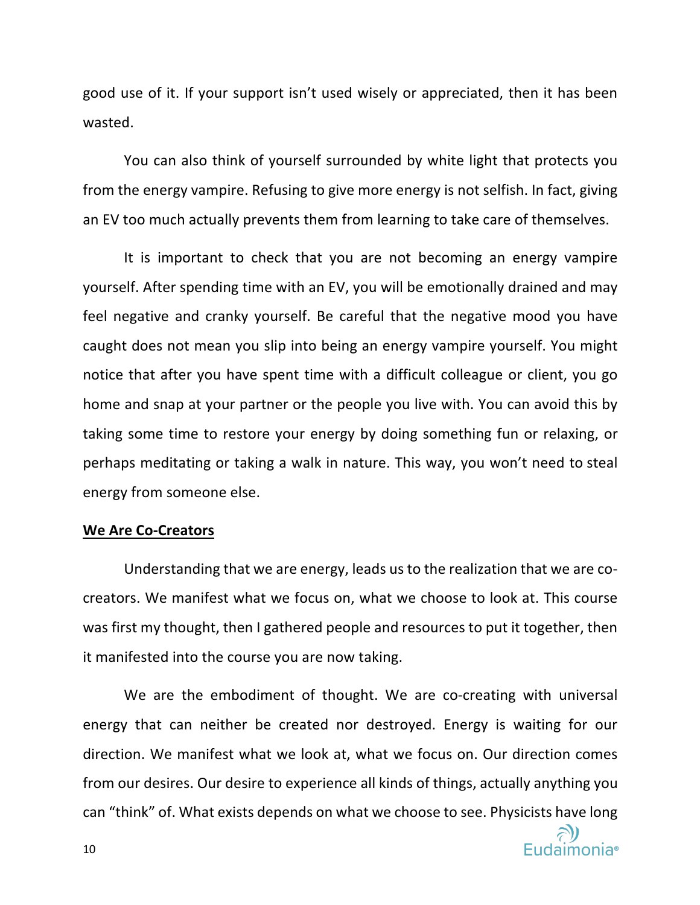good use of it. If your support isn't used wisely or appreciated, then it has been wasted.

You can also think of yourself surrounded by white light that protects you from the energy vampire. Refusing to give more energy is not selfish. In fact, giving an EV too much actually prevents them from learning to take care of themselves.

It is important to check that you are not becoming an energy vampire yourself. After spending time with an EV, you will be emotionally drained and may feel negative and cranky yourself. Be careful that the negative mood you have caught does not mean you slip into being an energy vampire yourself. You might notice that after you have spent time with a difficult colleague or client, you go home and snap at your partner or the people you live with. You can avoid this by taking some time to restore your energy by doing something fun or relaxing, or perhaps meditating or taking a walk in nature. This way, you won't need to steal energy from someone else.

## We Are Co-Creators

Understanding that we are energy, leads us to the realization that we are co-creators. We manifest what we focus on, what we choose to look at. This course was first my thought, then I gathered people and resources to put it together, then it manifested into the course you are now taking.

We are the embodiment of thought. We are co-creating with universal energy that can neither be created nor destroyed. Energy is waiting for our direction. We manifest what we look at, what we focus on. Our direction comes from our desires. Our desire to experience all kinds of things, actually anything you can "think" of. What exists depends on what we choose to see. Physicists have long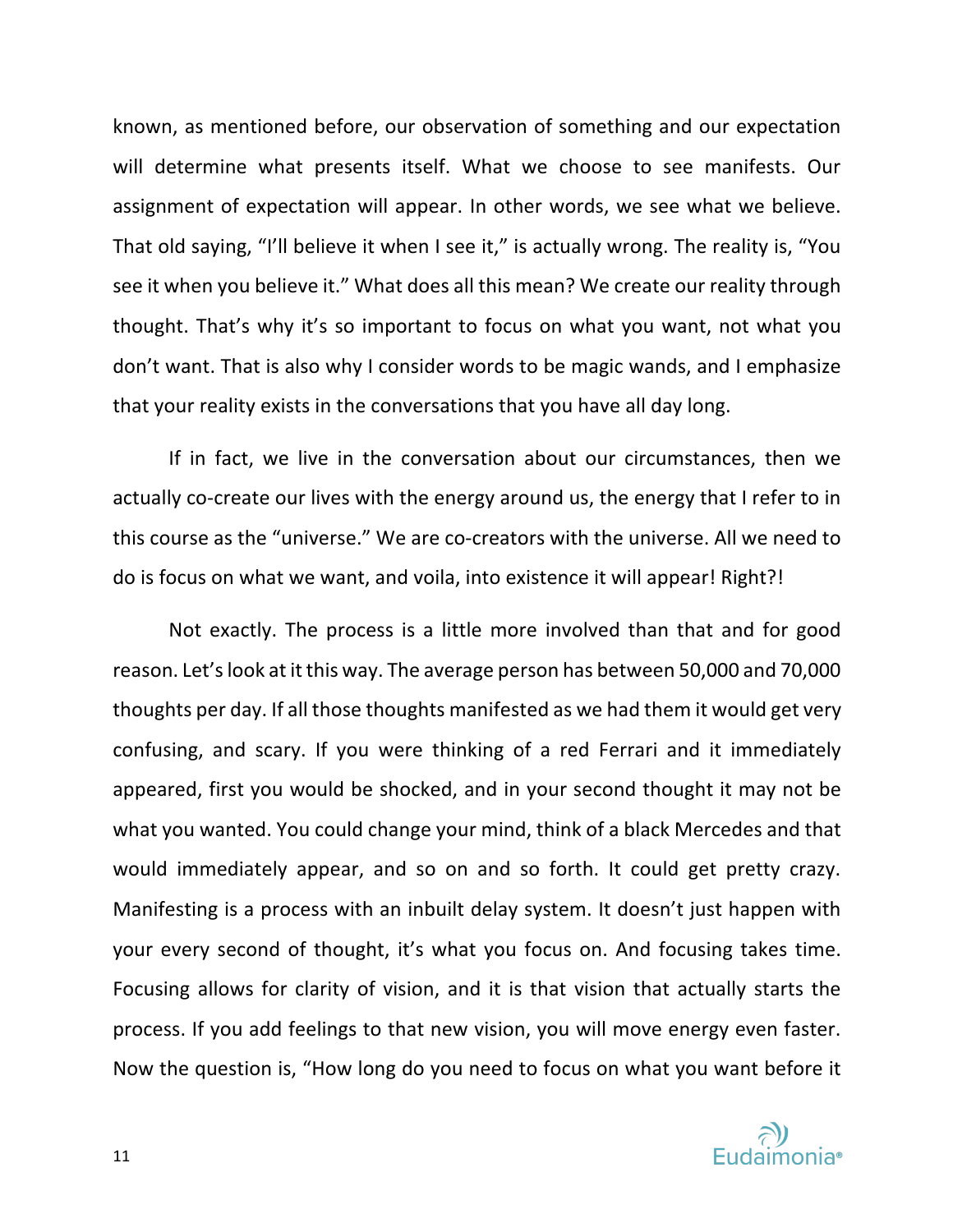known, as mentioned before, our observation of something and our expectation will determine what presents itself. What we choose to see manifests. Our assignment of expectation will appear. In other words, we see what we believe. That old saying, "I'll believe it when I see it," is actually wrong. The reality is, "You see it when you believe it." What does all this mean? We create our reality through thought. That's why it's so important to focus on what you want, not what you don't want. That is also why I consider words to be magic wands, and I emphasize that your reality exists in the conversations that you have all day long.

If in fact, we live in the conversation about our circumstances, then we actually co-create our lives with the energy around us, the energy that I refer to in this course as the "universe." We are co-creators with the universe. All we need to do is focus on what we want, and voila, into existence it will appear! Right?!

Not exactly. The process is a little more involved than that and for good reason. Let's look at it this way. The average person has between 50,000 and 70,000 thoughts per day. If all those thoughts manifested as we had them it would get very confusing, and scary. If you were thinking of a red Ferrari and it immediately appeared, first you would be shocked, and in your second thought it may not be what you wanted. You could change your mind, think of a black Mercedes and that would immediately appear, and so on and so forth. It could get pretty crazy. Manifesting is a process with an inbuilt delay system. It doesn't just happen with your every second of thought, it's what you focus on. And focusing takes time. Focusing allows for clarity of vision, and it is that vision that actually starts the process. If you add feelings to that new vision, you will move energy even faster. Now the question is, "How long do you need to focus on what you want before it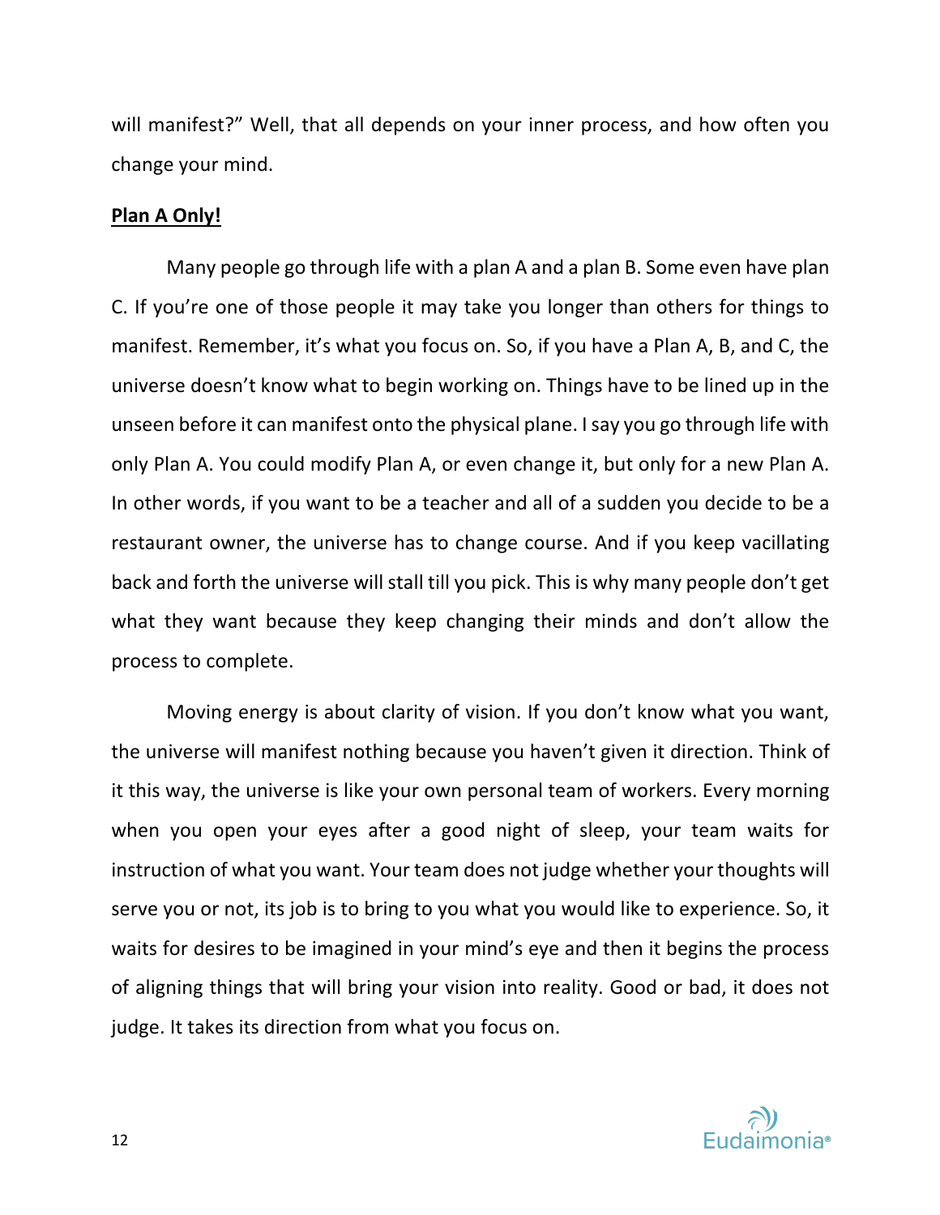will manifest?" Well, that all depends on your inner process, and how often you change your mind.

**Plan A Only!**

Many people go through life with a plan A and a plan B. Some even have plan C. If you're one of those people it may take you longer than others for things to manifest. Remember, it's what you focus on. So, if you have a Plan A, B, and C, the universe doesn't know what to begin working on. Things have to be lined up in the unseen before it can manifest onto the physical plane. I say you go through life with only Plan A. You could modify Plan A, or even change it, but only for a new Plan A. In other words, if you want to be a teacher and all of a sudden you decide to be a restaurant owner, the universe has to change course. And if you keep vacillating back and forth the universe will stall till you pick. This is why many people don't get what they want because they keep changing their minds and don't allow the process to complete.

Moving energy is about clarity of vision. If you don't know what you want, the universe will manifest nothing because you haven't given it direction. Think of it this way, the universe is like your own personal team of workers. Every morning when you open your eyes after a good night of sleep, your team waits for instruction of what you want. Your team does not judge whether your thoughts will serve you or not, its job is to bring to you what you would like to experience. So, it waits for desires to be imagined in your mind's eye and then it begins the process of aligning things that will bring your vision into reality. Good or bad, it does not judge. It takes its direction from what you focus on.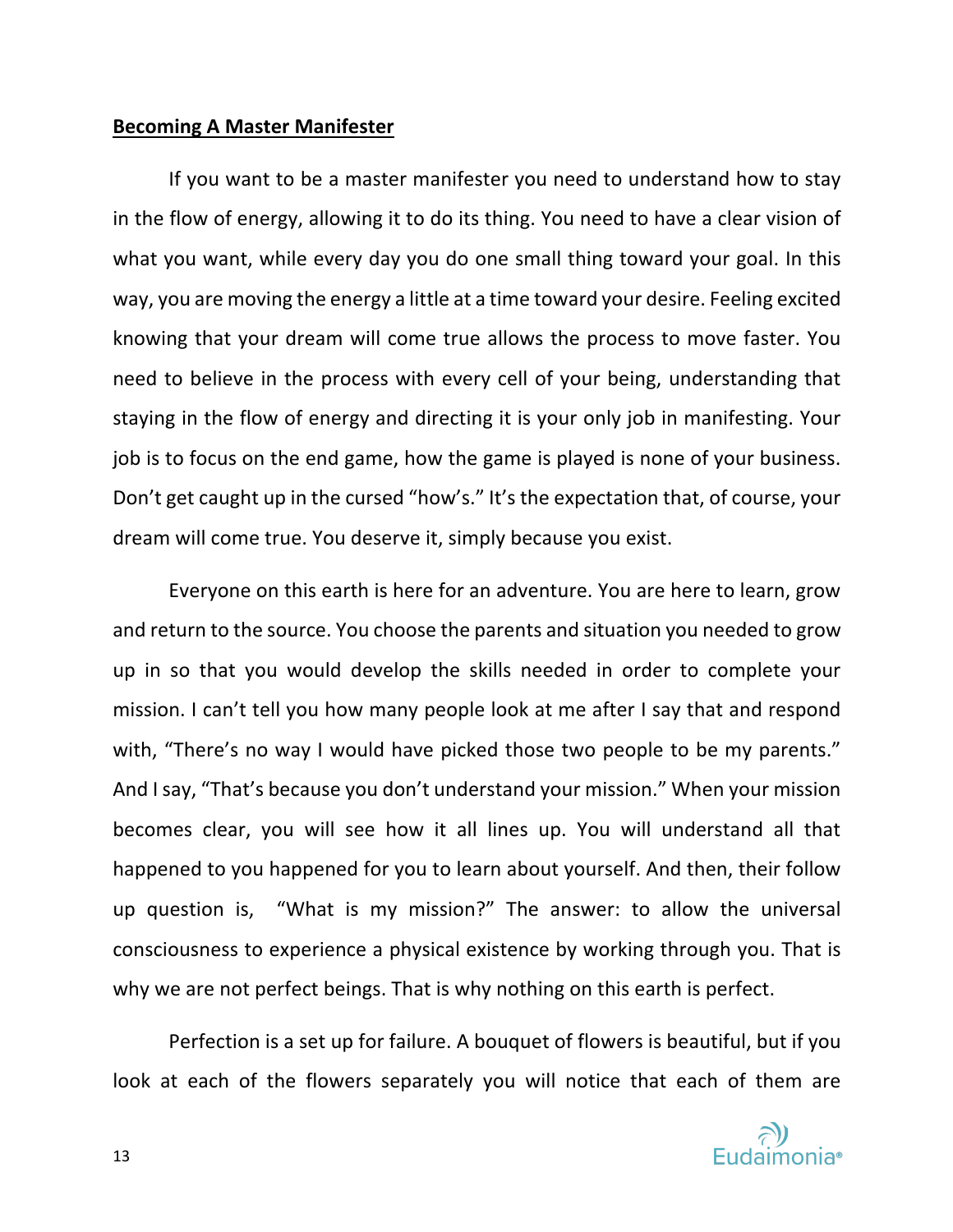**Becoming A Master Manifester**

If you want to be a master manifester you need to understand how to stay in the flow of energy, allowing it to do its thing. You need to have a clear vision of what you want, while every day you do one small thing toward your goal. In this way, you are moving the energy a little at a time toward your desire. Feeling excited knowing that your dream will come true allows the process to move faster. You need to believe in the process with every cell of your being, understanding that staying in the flow of energy and directing it is your only job in manifesting. Your job is to focus on the end game, how the game is played is none of your business. Don't get caught up in the cursed "how's." It's the expectation that, of course, your dream will come true. You deserve it, simply because you exist.

Everyone on this earth is here for an adventure. You are here to learn, grow and return to the source. You choose the parents and situation you needed to grow up in so that you would develop the skills needed in order to complete your mission. I can't tell you how many people look at me after I say that and respond with, "There's no way I would have picked those two people to be my parents." And I say, "That's because you don't understand your mission." When your mission becomes clear, you will see how it all lines up. You will understand all that happened to you happened for you to learn about yourself. And then, their follow up question is, "What is my mission?" The answer: to allow the universal consciousness to experience a physical existence by working through you. That is why we are not perfect beings. That is why nothing on this earth is perfect.

Perfection is a set up for failure. A bouquet of flowers is beautiful, but if you look at each of the flowers separately you will notice that each of them are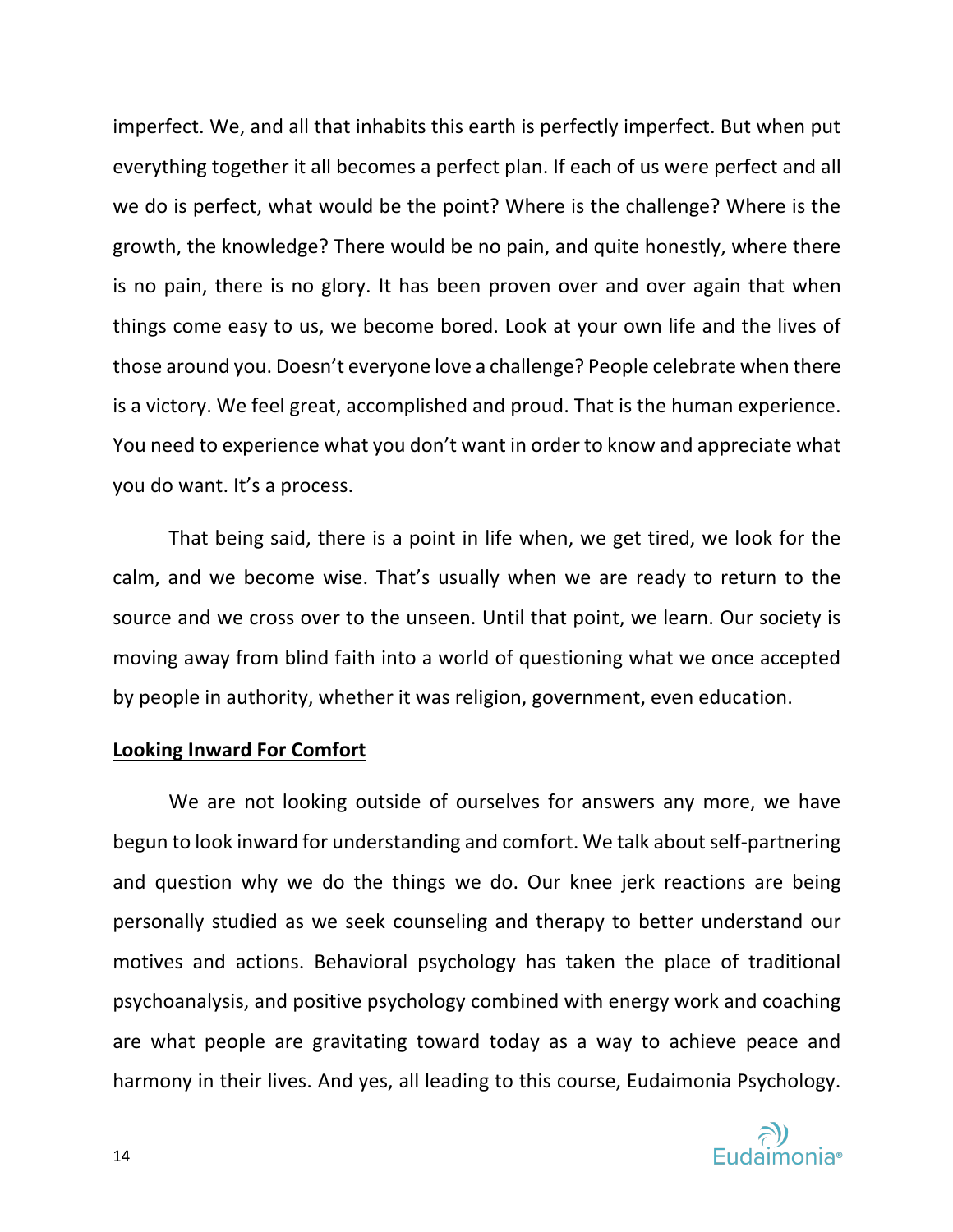imperfect. We, and all that inhabits this earth is perfectly imperfect. But when put everything together it all becomes a perfect plan. If each of us were perfect and all we do is perfect, what would be the point? Where is the challenge? Where is the growth, the knowledge? There would be no pain, and quite honestly, where there is no pain, there is no glory. It has been proven over and over again that when things come easy to us, we become bored. Look at your own life and the lives of those around you. Doesn't everyone love a challenge? People celebrate when there is a victory. We feel great, accomplished and proud. That is the human experience. You need to experience what you don't want in order to know and appreciate what you do want. It's a process.

That being said, there is a point in life when, we get tired, we look for the calm, and we become wise. That's usually when we are ready to return to the source and we cross over to the unseen. Until that point, we learn. Our society is moving away from blind faith into a world of questioning what we once accepted by people in authority, whether it was religion, government, even education.

**Looking Inward For Comfort**

We are not looking outside of ourselves for answers any more, we have begun to look inward for understanding and comfort. We talk about self-partnering and question why we do the things we do. Our knee jerk reactions are being personally studied as we seek counseling and therapy to better understand our motives and actions. Behavioral psychology has taken the place of traditional psychoanalysis, and positive psychology combined with energy work and coaching are what people are gravitating toward today as a way to achieve peace and harmony in their lives. And yes, all leading to this course, Eudaimonia Psychology.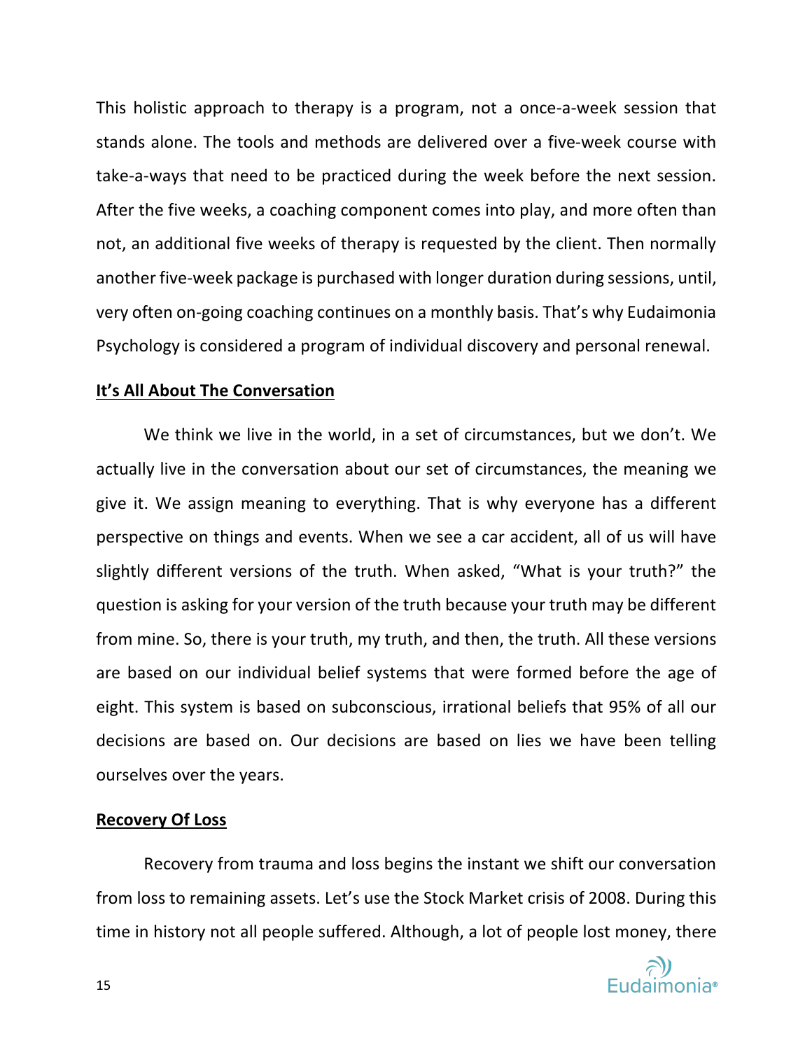This holistic approach to therapy is a program, not a once-a-week session that stands alone. The tools and methods are delivered over a five-week course with take-a-ways that need to be practiced during the week before the next session. After the five weeks, a coaching component comes into play, and more often than not, an additional five weeks of therapy is requested by the client. Then normally another five-week package is purchased with longer duration during sessions, until, very often on-going coaching continues on a monthly basis. That's why Eudaimonia Psychology is considered a program of individual discovery and personal renewal.

## **It's All About The Conversation**

We think we live in the world, in a set of circumstances, but we don't. We actually live in the conversation about our set of circumstances, the meaning we give it. We assign meaning to everything. That is why everyone has a different perspective on things and events. When we see a car accident, all of us will have slightly different versions of the truth. When asked, "What is your truth?" the question is asking for your version of the truth because your truth may be different from mine. So, there is your truth, my truth, and then, the truth. All these versions are based on our individual belief systems that were formed before the age of eight. This system is based on subconscious, irrational beliefs that 95% of all our decisions are based on. Our decisions are based on lies we have been telling ourselves over the years.

## **Recovery Of Loss**

Recovery from trauma and loss begins the instant we shift our conversation from loss to remaining assets. Let's use the Stock Market crisis of 2008. During this time in history not all people suffered. Although, a lot of people lost money, there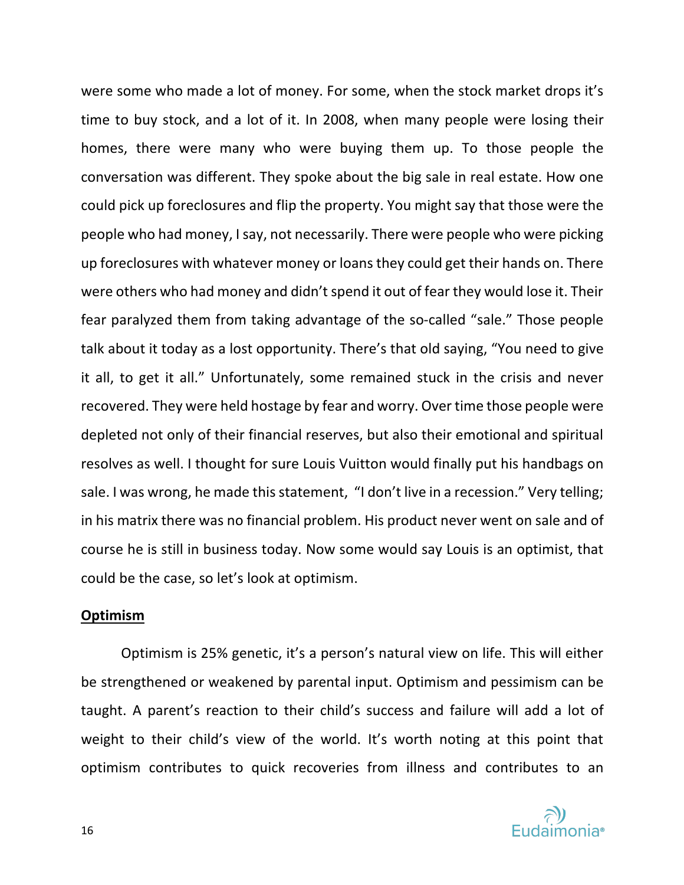were some who made a lot of money. For some, when the stock market drops it's time to buy stock, and a lot of it. In 2008, when many people were losing their homes, there were many who were buying them up. To those people the conversation was different. They spoke about the big sale in real estate. How one could pick up foreclosures and flip the property. You might say that those were the people who had money, I say, not necessarily. There were people who were picking up foreclosures with whatever money or loans they could get their hands on. There were others who had money and didn't spend it out of fear they would lose it. Their fear paralyzed them from taking advantage of the so-called "sale." Those people talk about it today as a lost opportunity. There's that old saying, "You need to give it all, to get it all." Unfortunately, some remained stuck in the crisis and never recovered. They were held hostage by fear and worry. Over time those people were depleted not only of their financial reserves, but also their emotional and spiritual resolves as well. I thought for sure Louis Vuitton would finally put his handbags on sale. I was wrong, he made this statement, "I don't live in a recession." Very telling; in his matrix there was no financial problem. His product never went on sale and of course he is still in business today. Now some would say Louis is an optimist, that could be the case, so let's look at optimism.

**Optimism**

Optimism is 25% genetic, it's a person's natural view on life. This will either be strengthened or weakened by parental input. Optimism and pessimism can be taught. A parent's reaction to their child's success and failure will add a lot of weight to their child's view of the world. It's worth noting at this point that optimism contributes to quick recoveries from illness and contributes to an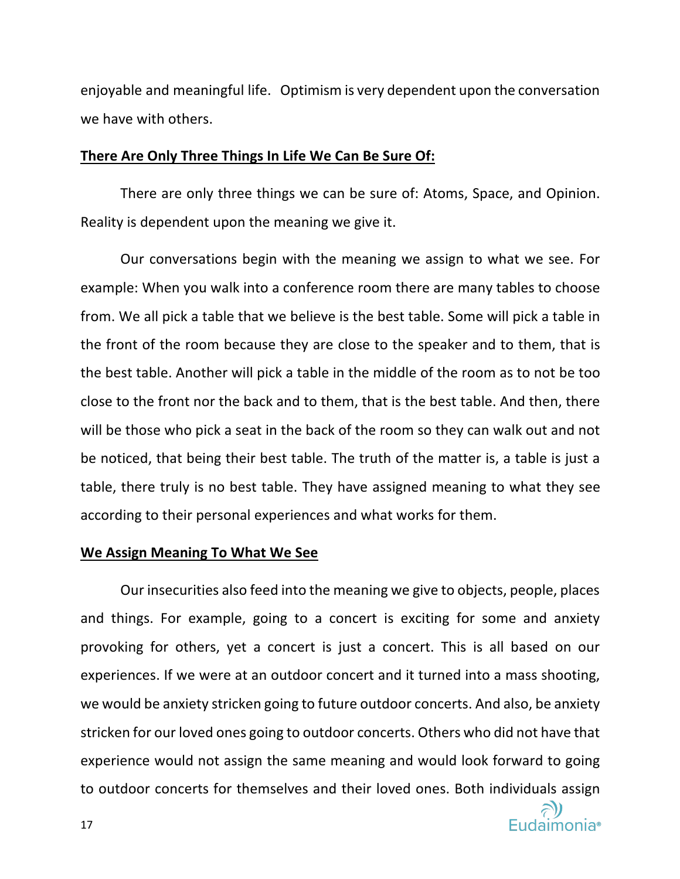enjoyable and meaningful life. Optimism is very dependent upon the conversation we have with others.

## **There Are Only Three Things In Life We Can Be Sure Of:**

There are only three things we can be sure of: Atoms, Space, and Opinion. Reality is dependent upon the meaning we give it.

Our conversations begin with the meaning we assign to what we see. For example: When you walk into a conference room there are many tables to choose from. We all pick a table that we believe is the best table. Some will pick a table in the front of the room because they are close to the speaker and to them, that is the best table. Another will pick a table in the middle of the room as to not be too close to the front nor the back and to them, that is the best table. And then, there will be those who pick a seat in the back of the room so they can walk out and not be noticed, that being their best table. The truth of the matter is, a table is just a table, there truly is no best table. They have assigned meaning to what they see according to their personal experiences and what works for them.

## **We Assign Meaning To What We See**

Our insecurities also feed into the meaning we give to objects, people, places and things. For example, going to a concert is exciting for some and anxiety provoking for others, yet a concert is just a concert. This is all based on our experiences. If we were at an outdoor concert and it turned into a mass shooting, we would be anxiety stricken going to future outdoor concerts. And also, be anxiety stricken for our loved ones going to outdoor concerts. Others who did not have that experience would not assign the same meaning and would look forward to going to outdoor concerts for themselves and their loved ones. Both individuals assign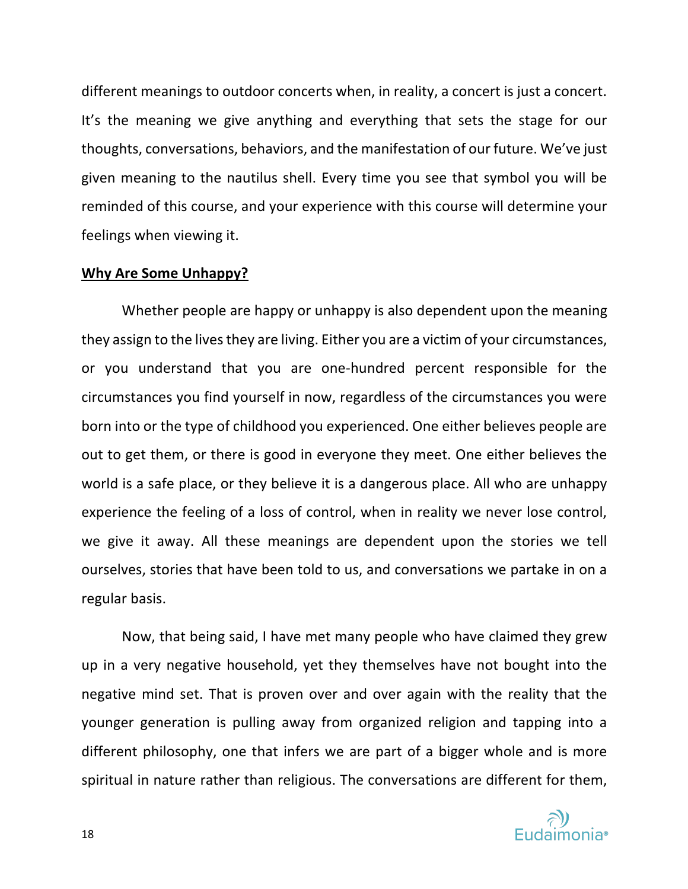different meanings to outdoor concerts when, in reality, a concert is just a concert. It's the meaning we give anything and everything that sets the stage for our thoughts, conversations, behaviors, and the manifestation of our future. We've just given meaning to the nautilus shell. Every time you see that symbol you will be reminded of this course, and your experience with this course will determine your feelings when viewing it.

**Why Are Some Unhappy?**

Whether people are happy or unhappy is also dependent upon the meaning they assign to the lives they are living. Either you are a victim of your circumstances, or you understand that you are one-hundred percent responsible for the circumstances you find yourself in now, regardless of the circumstances you were born into or the type of childhood you experienced. One either believes people are out to get them, or there is good in everyone they meet. One either believes the world is a safe place, or they believe it is a dangerous place. All who are unhappy experience the feeling of a loss of control, when in reality we never lose control, we give it away. All these meanings are dependent upon the stories we tell ourselves, stories that have been told to us, and conversations we partake in on a regular basis.

Now, that being said, I have met many people who have claimed they grew up in a very negative household, yet they themselves have not bought into the negative mind set. That is proven over and over again with the reality that the younger generation is pulling away from organized religion and tapping into a different philosophy, one that infers we are part of a bigger whole and is more spiritual in nature rather than religious. The conversations are different for them,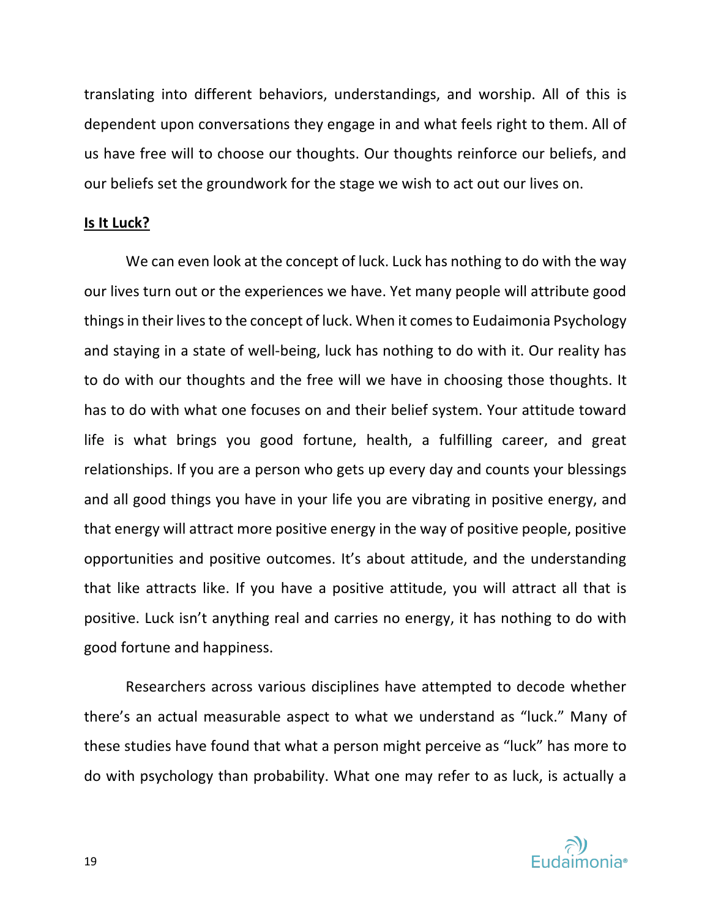translating into different behaviors, understandings, and worship. All of this is dependent upon conversations they engage in and what feels right to them. All of us have free will to choose our thoughts. Our thoughts reinforce our beliefs, and our beliefs set the groundwork for the stage we wish to act out our lives on.

**Is It Luck?**

We can even look at the concept of luck. Luck has nothing to do with the way our lives turn out or the experiences we have. Yet many people will attribute good things in their lives to the concept of luck. When it comes to Eudaimonia Psychology and staying in a state of well-being, luck has nothing to do with it. Our reality has to do with our thoughts and the free will we have in choosing those thoughts. It has to do with what one focuses on and their belief system. Your attitude toward life is what brings you good fortune, health, a fulfilling career, and great relationships. If you are a person who gets up every day and counts your blessings and all good things you have in your life you are vibrating in positive energy, and that energy will attract more positive energy in the way of positive people, positive opportunities and positive outcomes. It's about attitude, and the understanding that like attracts like. If you have a positive attitude, you will attract all that is positive. Luck isn't anything real and carries no energy, it has nothing to do with good fortune and happiness.

Researchers across various disciplines have attempted to decode whether there's an actual measurable aspect to what we understand as "luck." Many of these studies have found that what a person might perceive as "luck" has more to do with psychology than probability. What one may refer to as luck, is actually a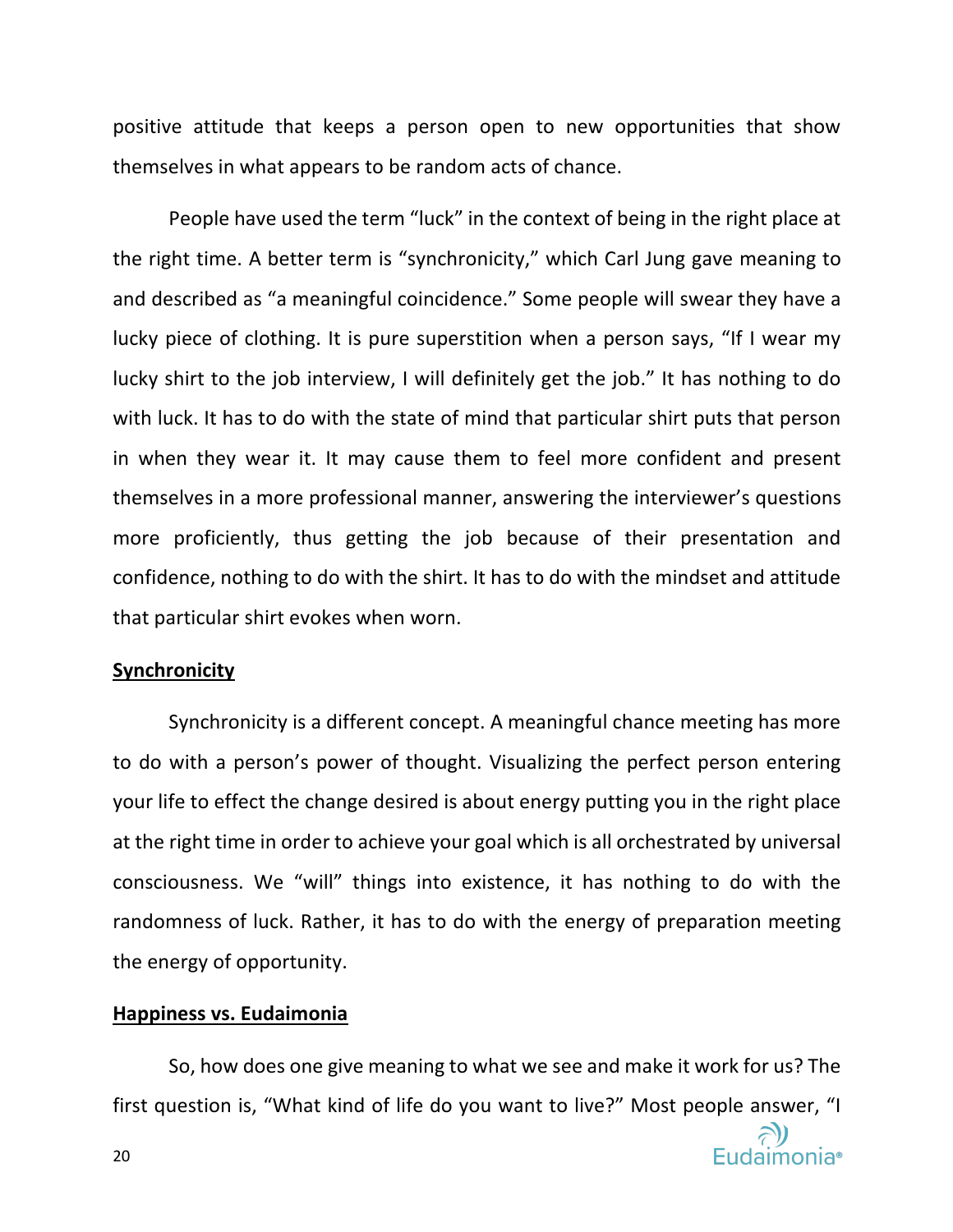positive attitude that keeps a person open to new opportunities that show themselves in what appears to be random acts of chance.

People have used the term "luck" in the context of being in the right place at the right time. A better term is "synchronicity," which Carl Jung gave meaning to and described as "a meaningful coincidence." Some people will swear they have a lucky piece of clothing. It is pure superstition when a person says, "If I wear my lucky shirt to the job interview, I will definitely get the job." It has nothing to do with luck. It has to do with the state of mind that particular shirt puts that person in when they wear it. It may cause them to feel more confident and present themselves in a more professional manner, answering the interviewer's questions more proficiently, thus getting the job because of their presentation and confidence, nothing to do with the shirt. It has to do with the mindset and attitude that particular shirt evokes when worn.

## Synchronicity

Synchronicity is a different concept. A meaningful chance meeting has more to do with a person's power of thought. Visualizing the perfect person entering your life to effect the change desired is about energy putting you in the right place at the right time in order to achieve your goal which is all orchestrated by universal consciousness. We "will" things into existence, it has nothing to do with the randomness of luck. Rather, it has to do with the energy of preparation meeting the energy of opportunity.

## Happiness vs. Eudaimonia

So, how does one give meaning to what we see and make it work for us? The first question is, "What kind of life do you want to live?" Most people answer, "I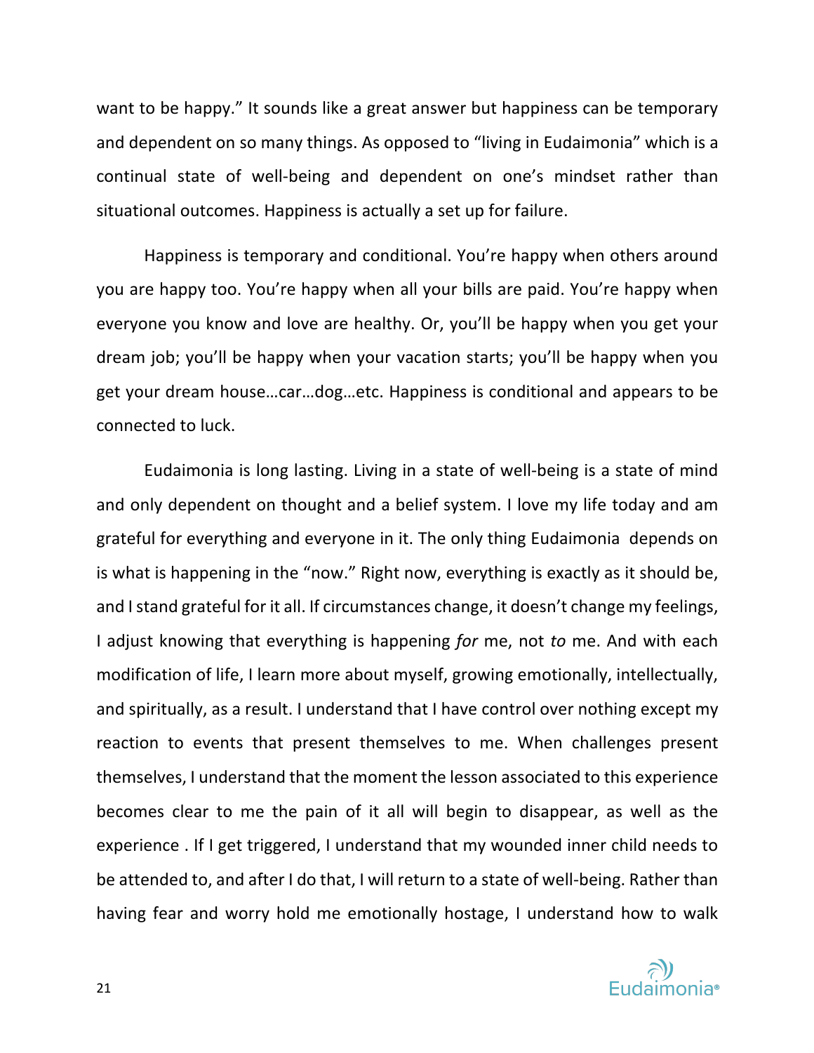want to be happy." It sounds like a great answer but happiness can be temporary and dependent on so many things. As opposed to "living in Eudaimonia" which is a continual state of well-being and dependent on one's mindset rather than situational outcomes. Happiness is actually a set up for failure.

Happiness is temporary and conditional. You're happy when others around you are happy too. You're happy when all your bills are paid. You're happy when everyone you know and love are healthy. Or, you'll be happy when you get your dream job; you'll be happy when your vacation starts; you'll be happy when you get your dream house…car…dog…etc. Happiness is conditional and appears to be connected to luck.

Eudaimonia is long lasting. Living in a state of well-being is a state of mind and only dependent on thought and a belief system. I love my life today and am grateful for everything and everyone in it. The only thing Eudaimonia depends on is what is happening in the "now." Right now, everything is exactly as it should be, and I stand grateful for it all. If circumstances change, it doesn't change my feelings, I adjust knowing that everything is happening *for* me, not *to* me. And with each modification of life, I learn more about myself, growing emotionally, intellectually, and spiritually, as a result. I understand that I have control over nothing except my reaction to events that present themselves to me. When challenges present themselves, I understand that the moment the lesson associated to this experience becomes clear to me the pain of it all will begin to disappear, as well as the experience . If I get triggered, I understand that my wounded inner child needs to be attended to, and after I do that, I will return to a state of well-being. Rather than having fear and worry hold me emotionally hostage, I understand how to walk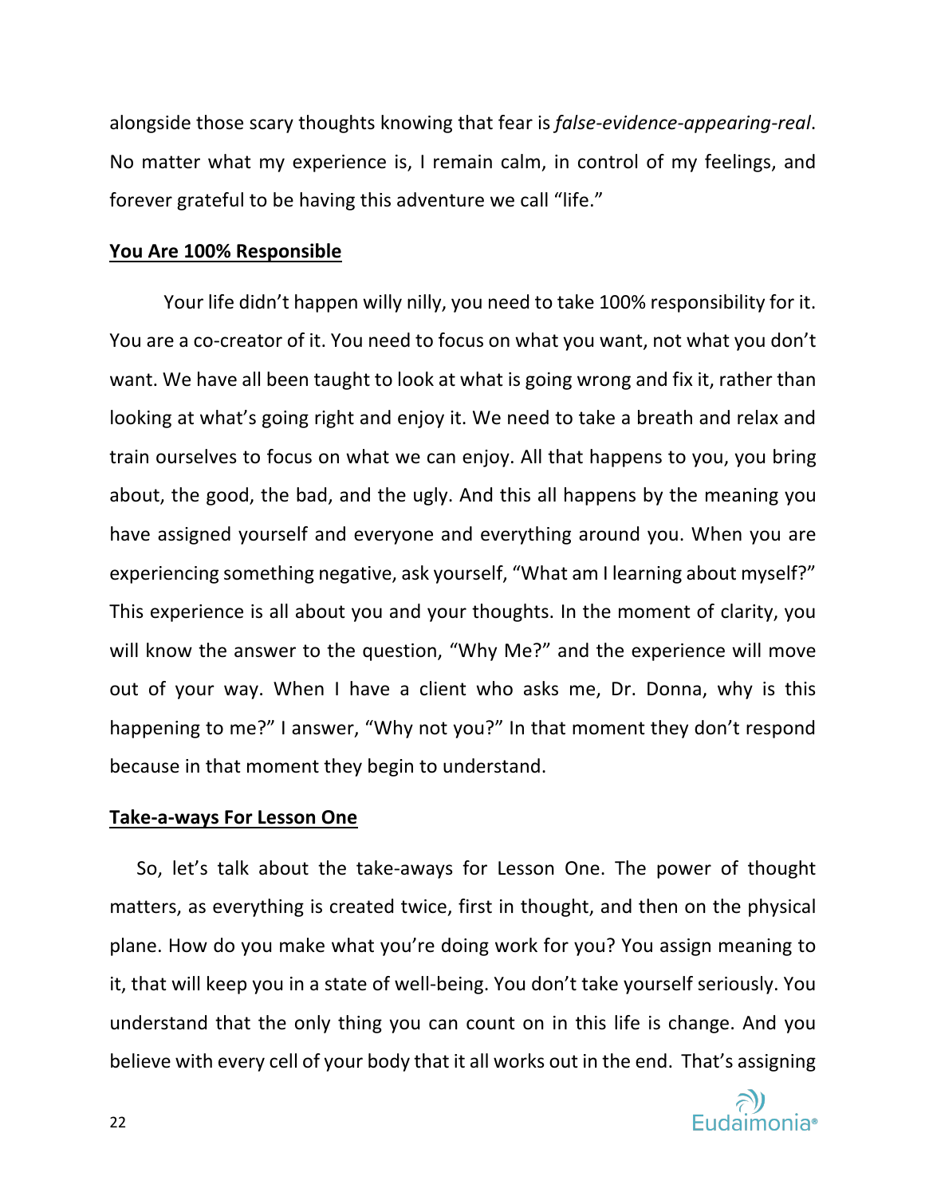alongside those scary thoughts knowing that fear is *false-evidence-appearing-real*. No matter what my experience is, I remain calm, in control of my feelings, and forever grateful to be having this adventure we call "life."

## You Are 100% Responsible

Your life didn't happen willy nilly, you need to take 100% responsibility for it. You are a co-creator of it. You need to focus on what you want, not what you don't want. We have all been taught to look at what is going wrong and fix it, rather than looking at what's going right and enjoy it. We need to take a breath and relax and train ourselves to focus on what we can enjoy. All that happens to you, you bring about, the good, the bad, and the ugly. And this all happens by the meaning you have assigned yourself and everyone and everything around you. When you are experiencing something negative, ask yourself, "What am I learning about myself?" This experience is all about you and your thoughts. In the moment of clarity, you will know the answer to the question, "Why Me?" and the experience will move out of your way. When I have a client who asks me, Dr. Donna, why is this happening to me?" I answer, "Why not you?" In that moment they don't respond because in that moment they begin to understand.

## Take-a-ways For Lesson One

So, let's talk about the take-aways for Lesson One. The power of thought matters, as everything is created twice, first in thought, and then on the physical plane. How do you make what you're doing work for you? You assign meaning to it, that will keep you in a state of well-being. You don't take yourself seriously. You understand that the only thing you can count on in this life is change. And you believe with every cell of your body that it all works out in the end. That's assigning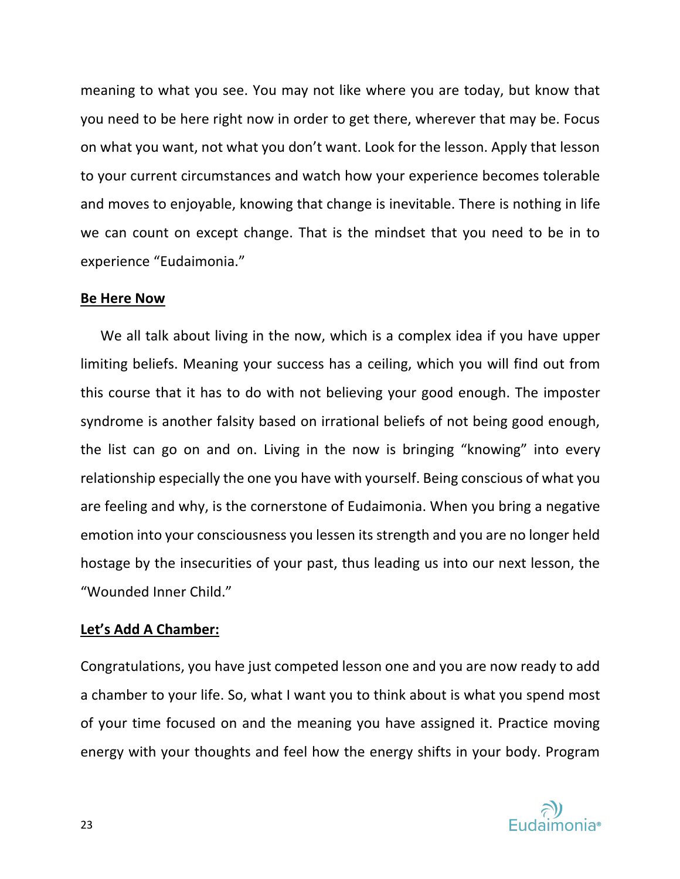meaning to what you see. You may not like where you are today, but know that you need to be here right now in order to get there, wherever that may be. Focus on what you want, not what you don't want. Look for the lesson. Apply that lesson to your current circumstances and watch how your experience becomes tolerable and moves to enjoyable, knowing that change is inevitable. There is nothing in life we can count on except change. That is the mindset that you need to be in to experience "Eudaimonia."

**Be Here Now**

We all talk about living in the now, which is a complex idea if you have upper limiting beliefs. Meaning your success has a ceiling, which you will find out from this course that it has to do with not believing your good enough. The imposter syndrome is another falsity based on irrational beliefs of not being good enough, the list can go on and on. Living in the now is bringing "knowing" into every relationship especially the one you have with yourself. Being conscious of what you are feeling and why, is the cornerstone of Eudaimonia. When you bring a negative emotion into your consciousness you lessen its strength and you are no longer held hostage by the insecurities of your past, thus leading us into our next lesson, the "Wounded Inner Child."

**Let's Add A Chamber:**

Congratulations, you have just competed lesson one and you are now ready to add a chamber to your life. So, what I want you to think about is what you spend most of your time focused on and the meaning you have assigned it. Practice moving energy with your thoughts and feel how the energy shifts in your body. Program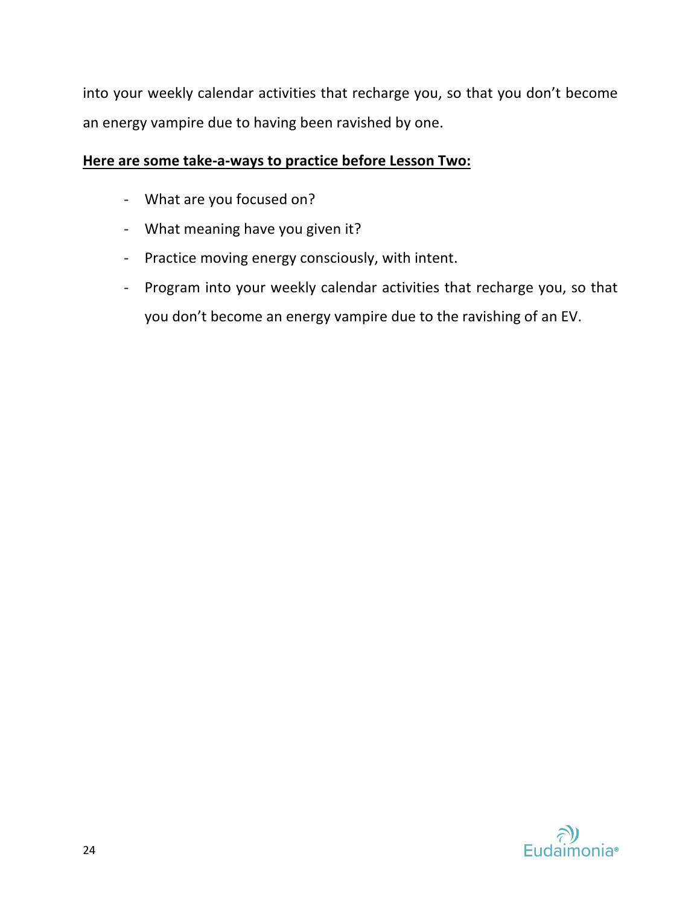into your weekly calendar activities that recharge you, so that you don't become an energy vampire due to having been ravished by one.

**<u>Here are some take-a-ways to practice before Lesson Two:</u>**

- What are you focused on?
- What meaning have you given it?
- Practice moving energy consciously, with intent.
- Program into your weekly calendar activities that recharge you, so that you don't become an energy vampire due to the ravishing of an EV.